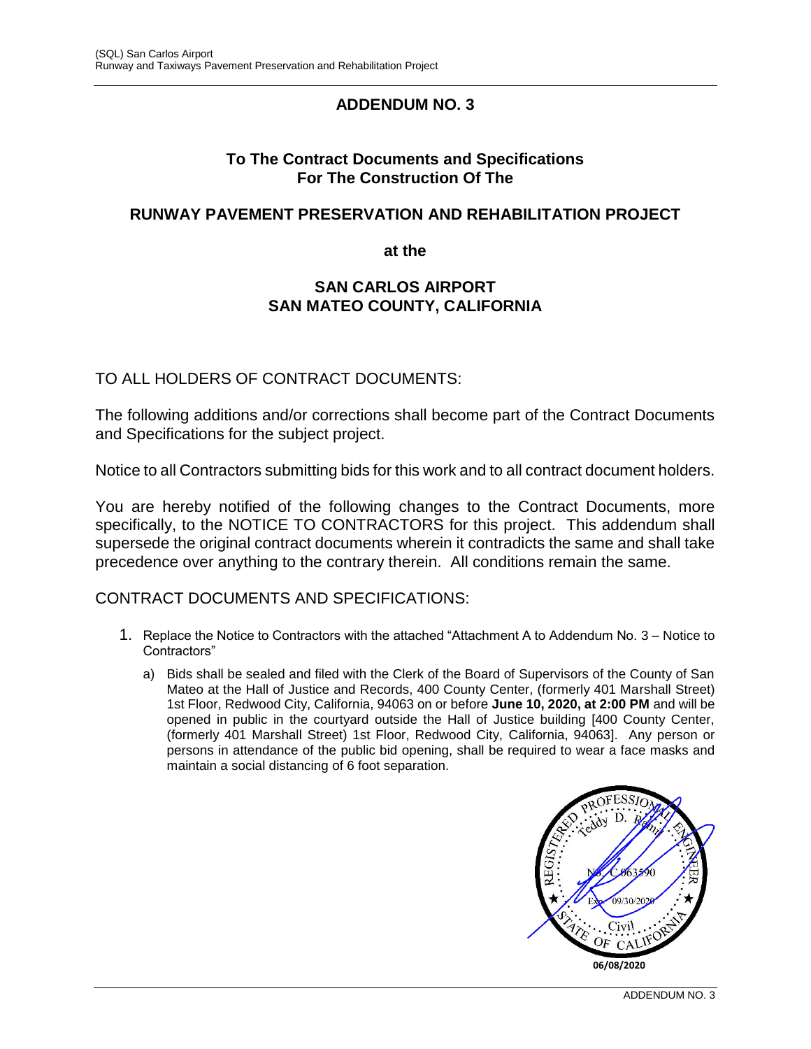# ADDENDUM NO. 3

## To The Contract Documents and Specifications For The Construction Of The

## RUNWAY PAVEMENT PRESERVATION AND REHABILITATION PROJECT

**at the**

## SAN CARLOS AIRPORT SAN MATEO COUNTY, CALIFORNIA

TO ALL HOLDERS OF CONTRACT DOCUMENTS:

The following additions and/or corrections shall become part of the Contract Documents and Specifications for the subject project.

Notice to all Contractors submitting bids for this work and to all contract document holders.

You are hereby notified of the following changes to the Contract Documents, more specifically, to the NOTICE TO CONTRACTORS for this project. This addendum shall supersede the original contract documents wherein it contradicts the same and shall take precedence over anything to the contrary therein. All conditions remain the same.

CONTRACT DOCUMENTS AND SPECIFICATIONS:

1. Replace the Notice to Contractors with the attached "Attachment A to Addendum No. 3 – Notice to Contractors"
   a) Bids shall be sealed and filed with the Clerk of the Board of Supervisors of the County of San Mateo at the Hall of Justice and Records, 400 County Center, (formerly 401 Marshall Street) 1st Floor, Redwood City, California, 94063 on or before **June 10, 2020, at 2:00 PM** and will be opened in public in the courtyard outside the Hall of Justice building [400 County Center, (formerly 401 Marshall Street) 1st Floor, Redwood City, California, 94063]. Any person or persons in attendance of the public bid opening, shall be required to wear a face masks and maintain a social distancing of 6 foot separation.

REGISTERED PROFESSIONAL ENGINEER
Teddy D. Romo
No. C 063590
Exp. 09/30/2020
Civil
STATE OF CALIFORNIA

06/08/2020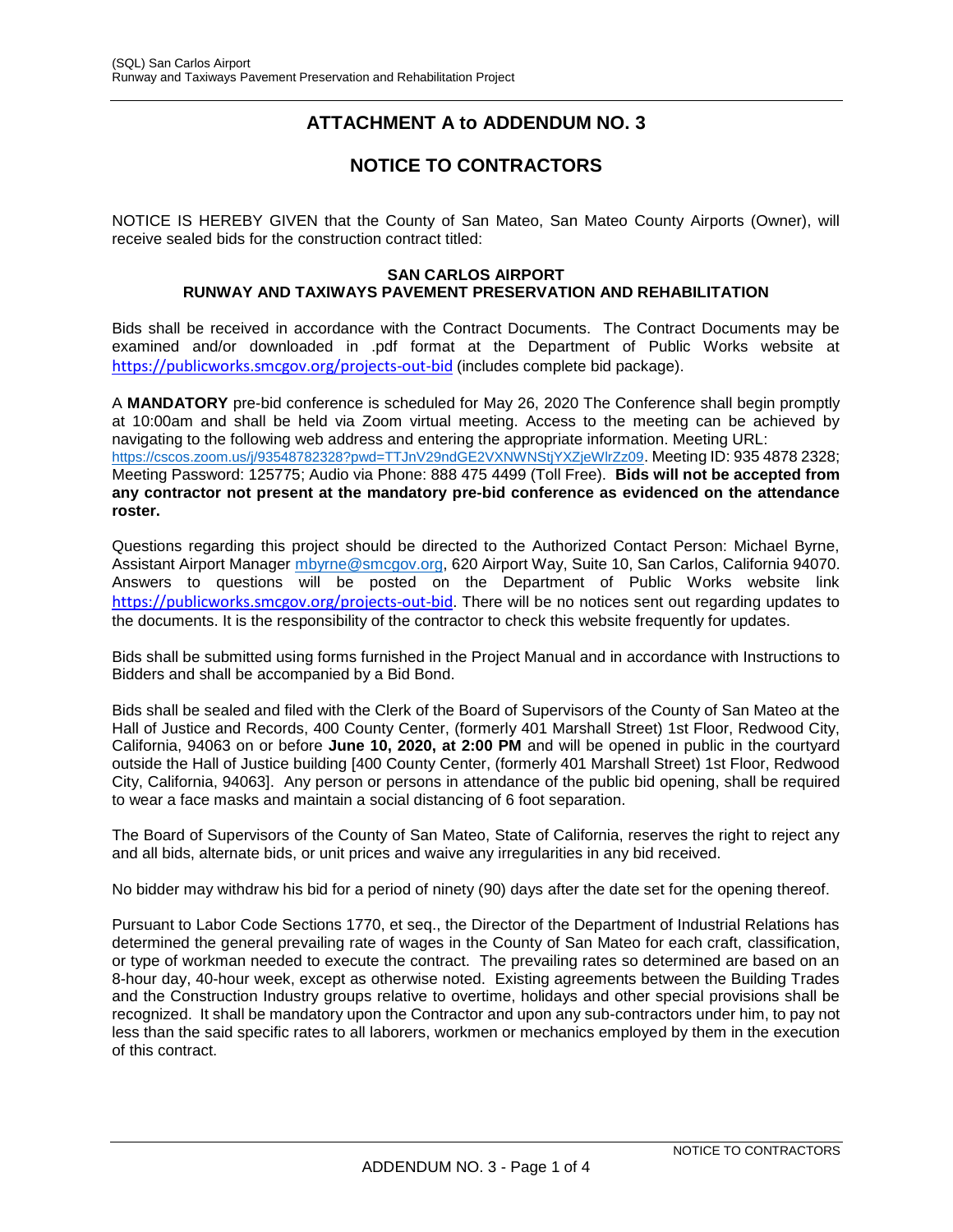# ATTACHMENT A to ADDENDUM NO. 3

# NOTICE TO CONTRACTORS

NOTICE IS HEREBY GIVEN that the County of San Mateo, San Mateo County Airports (Owner), will receive sealed bids for the construction contract titled:

**SAN CARLOS AIRPORT**
**RUNWAY AND TAXIWAYS PAVEMENT PRESERVATION AND REHABILITATION**

Bids shall be received in accordance with the Contract Documents. The Contract Documents may be examined and/or downloaded in .pdf format at the Department of Public Works website at https://publicworks.smcgov.org/projects-out-bid (includes complete bid package).

A **MANDATORY** pre-bid conference is scheduled for May 26, 2020 The Conference shall begin promptly at 10:00am and shall be held via Zoom virtual meeting. Access to the meeting can be achieved by navigating to the following web address and entering the appropriate information. Meeting URL: https://cscos.zoom.us/j/93548782328?pwd=TTJnV29ndGE2VXNWNStjYXZjeWlrZz09. Meeting ID: 935 4878 2328; Meeting Password: 125775; Audio via Phone: 888 475 4499 (Toll Free). **Bids will not be accepted from any contractor not present at the mandatory pre-bid conference as evidenced on the attendance roster.**

Questions regarding this project should be directed to the Authorized Contact Person: Michael Byrne, Assistant Airport Manager mbyrne@smcgov.org, 620 Airport Way, Suite 10, San Carlos, California 94070. Answers to questions will be posted on the Department of Public Works website link https://publicworks.smcgov.org/projects-out-bid. There will be no notices sent out regarding updates to the documents. It is the responsibility of the contractor to check this website frequently for updates.

Bids shall be submitted using forms furnished in the Project Manual and in accordance with Instructions to Bidders and shall be accompanied by a Bid Bond.

Bids shall be sealed and filed with the Clerk of the Board of Supervisors of the County of San Mateo at the Hall of Justice and Records, 400 County Center, (formerly 401 Marshall Street) 1st Floor, Redwood City, California, 94063 on or before **June 10, 2020, at 2:00 PM** and will be opened in public in the courtyard outside the Hall of Justice building [400 County Center, (formerly 401 Marshall Street) 1st Floor, Redwood City, California, 94063]. Any person or persons in attendance of the public bid opening, shall be required to wear a face masks and maintain a social distancing of 6 foot separation.

The Board of Supervisors of the County of San Mateo, State of California, reserves the right to reject any and all bids, alternate bids, or unit prices and waive any irregularities in any bid received.

No bidder may withdraw his bid for a period of ninety (90) days after the date set for the opening thereof.

Pursuant to Labor Code Sections 1770, et seq., the Director of the Department of Industrial Relations has determined the general prevailing rate of wages in the County of San Mateo for each craft, classification, or type of workman needed to execute the contract. The prevailing rates so determined are based on an 8-hour day, 40-hour week, except as otherwise noted. Existing agreements between the Building Trades and the Construction Industry groups relative to overtime, holidays and other special provisions shall be recognized. It shall be mandatory upon the Contractor and upon any sub-contractors under him, to pay not less than the said specific rates to all laborers, workmen or mechanics employed by them in the execution of this contract.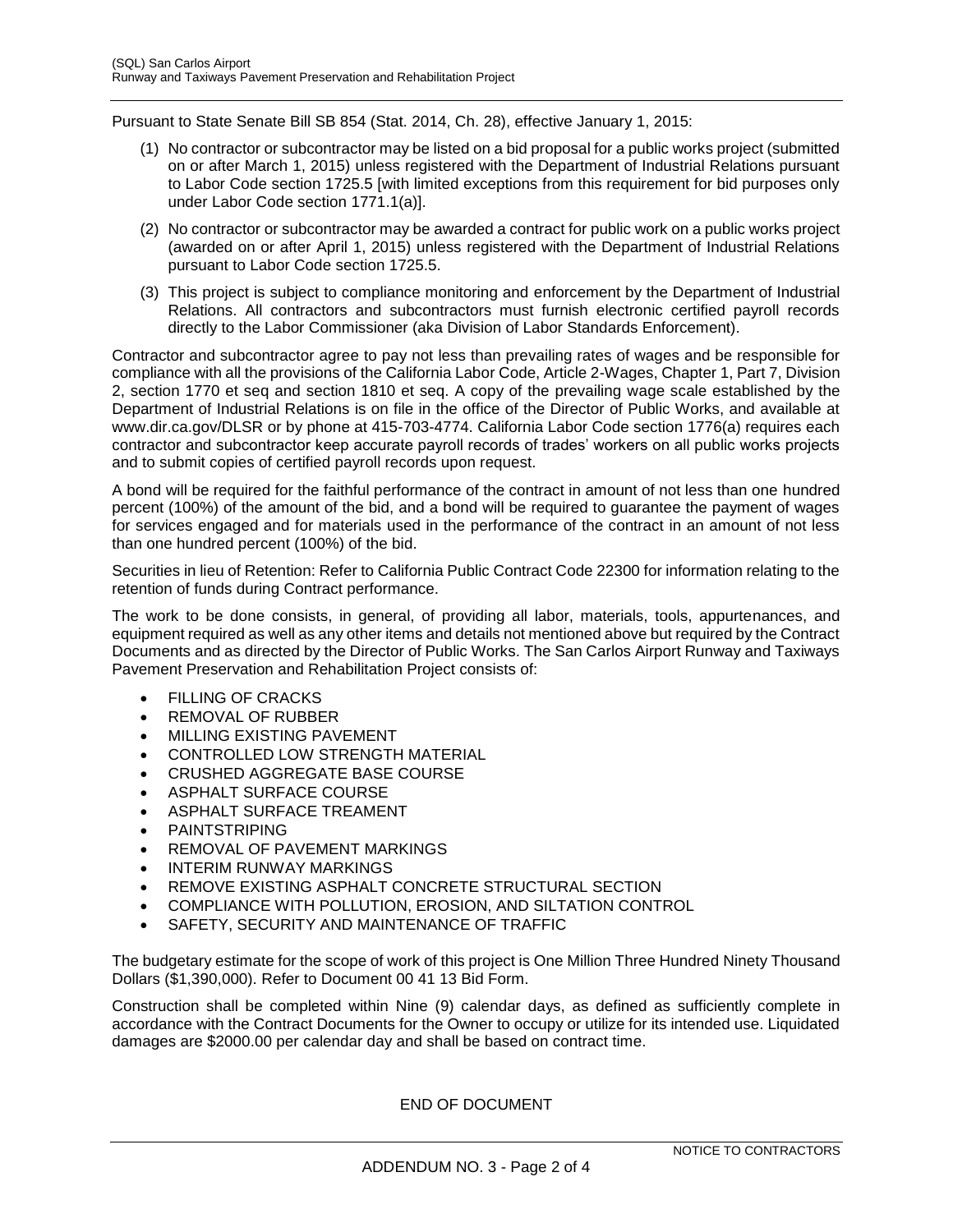Pursuant to State Senate Bill SB 854 (Stat. 2014, Ch. 28), effective January 1, 2015:

(1) No contractor or subcontractor may be listed on a bid proposal for a public works project (submitted on or after March 1, 2015) unless registered with the Department of Industrial Relations pursuant to Labor Code section 1725.5 [with limited exceptions from this requirement for bid purposes only under Labor Code section 1771.1(a)].

(2) No contractor or subcontractor may be awarded a contract for public work on a public works project (awarded on or after April 1, 2015) unless registered with the Department of Industrial Relations pursuant to Labor Code section 1725.5.

(3) This project is subject to compliance monitoring and enforcement by the Department of Industrial Relations. All contractors and subcontractors must furnish electronic certified payroll records directly to the Labor Commissioner (aka Division of Labor Standards Enforcement).

Contractor and subcontractor agree to pay not less than prevailing rates of wages and be responsible for compliance with all the provisions of the California Labor Code, Article 2-Wages, Chapter 1, Part 7, Division 2, section 1770 et seq and section 1810 et seq. A copy of the prevailing wage scale established by the Department of Industrial Relations is on file in the office of the Director of Public Works, and available at www.dir.ca.gov/DLSR or by phone at 415-703-4774. California Labor Code section 1776(a) requires each contractor and subcontractor keep accurate payroll records of trades' workers on all public works projects and to submit copies of certified payroll records upon request.

A bond will be required for the faithful performance of the contract in amount of not less than one hundred percent (100%) of the amount of the bid, and a bond will be required to guarantee the payment of wages for services engaged and for materials used in the performance of the contract in an amount of not less than one hundred percent (100%) of the bid.

Securities in lieu of Retention: Refer to California Public Contract Code 22300 for information relating to the retention of funds during Contract performance.

The work to be done consists, in general, of providing all labor, materials, tools, appurtenances, and equipment required as well as any other items and details not mentioned above but required by the Contract Documents and as directed by the Director of Public Works. The San Carlos Airport Runway and Taxiways Pavement Preservation and Rehabilitation Project consists of:

- FILLING OF CRACKS
- REMOVAL OF RUBBER
- MILLING EXISTING PAVEMENT
- CONTROLLED LOW STRENGTH MATERIAL
- CRUSHED AGGREGATE BASE COURSE
- ASPHALT SURFACE COURSE
- ASPHALT SURFACE TREAMENT
- PAINTSTRIPING
- REMOVAL OF PAVEMENT MARKINGS
- INTERIM RUNWAY MARKINGS
- REMOVE EXISTING ASPHALT CONCRETE STRUCTURAL SECTION
- COMPLIANCE WITH POLLUTION, EROSION, AND SILTATION CONTROL
- SAFETY, SECURITY AND MAINTENANCE OF TRAFFIC

The budgetary estimate for the scope of work of this project is One Million Three Hundred Ninety Thousand Dollars ($1,390,000). Refer to Document 00 41 13 Bid Form.

Construction shall be completed within Nine (9) calendar days, as defined as sufficiently complete in accordance with the Contract Documents for the Owner to occupy or utilize for its intended use. Liquidated damages are $2000.00 per calendar day and shall be based on contract time.

END OF DOCUMENT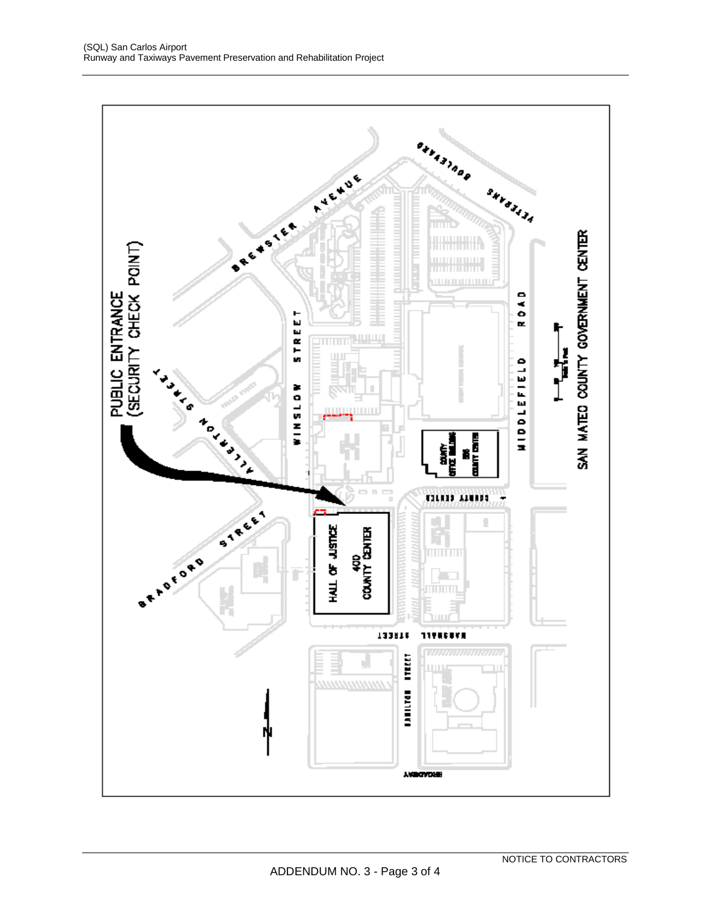SAN MATEO COUNTY GOVERNMENT CENTER

PUBLIC ENTRANCE
(SECURITY CHECK POINT)

HALL OF JUSTICE
400
COUNTY CENTER

COUNTY
OFFICE BUILDING
555
COUNTY CENTER

BREWSTER AVENUE

VETERANS BOULEVARD

WINSLOW STREET

MIDDLEFIELD ROAD

ALLERTON STREET

BRADFORD STREET

COUNTY CENTER

MARSHALL STREET

HAMILTON STREET

BROADWAY